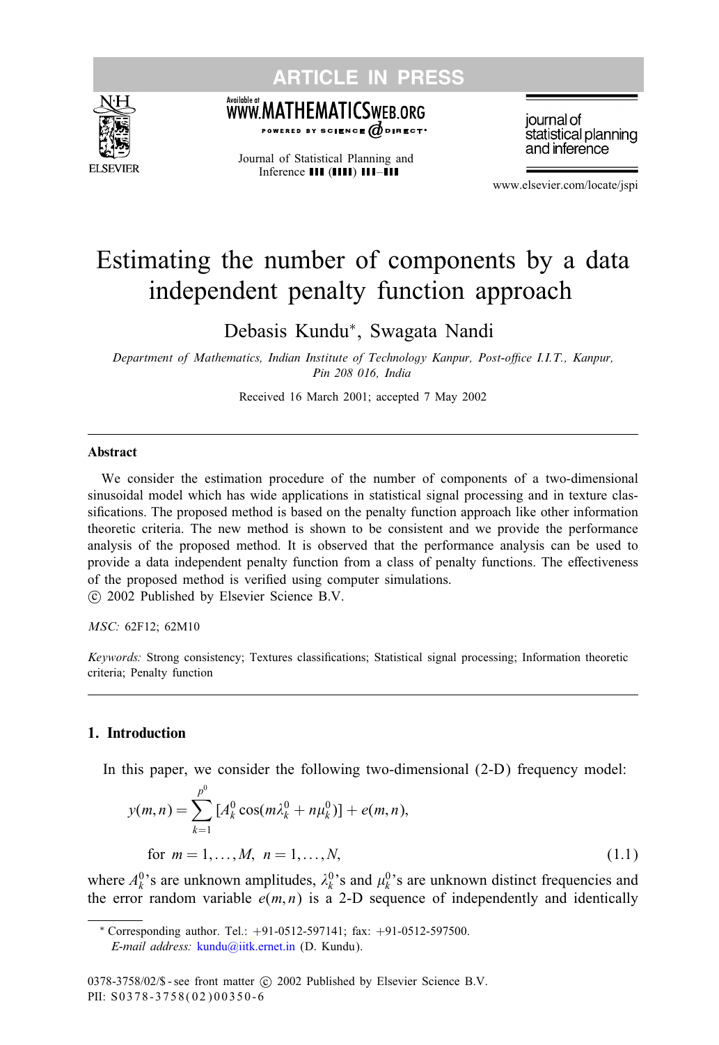# Estimating the number of components by a data independent penalty function approach

Debasis Kundu*, Swagata Nandi

*Department of Mathematics, Indian Institute of Technology Kanpur, Post-office I.I.T., Kanpur, Pin 208 016, India*

Received 16 March 2001; accepted 7 May 2002

## Abstract

We consider the estimation procedure of the number of components of a two-dimensional sinusoidal model which has wide applications in statistical signal processing and in texture classifications. The proposed method is based on the penalty function approach like other information theoretic criteria. The new method is shown to be consistent and we provide the performance analysis of the proposed method. It is observed that the performance analysis can be used to provide a data independent penalty function from a class of penalty functions. The effectiveness of the proposed method is verified using computer simulations.

© 2002 Published by Elsevier Science B.V.

*MSC:* 62F12; 62M10

*Keywords:* Strong consistency; Textures classifications; Statistical signal processing; Information theoretic criteria; Penalty function

## 1. Introduction

In this paper, we consider the following two-dimensional (2-D) frequency model:

$$y(m,n) = \sum_{k=1}^{p^0} [A_k^0 \cos(m\lambda_k^0 + n\mu_k^0)] + e(m,n),$$

$$\text{for } m = 1,\ldots,M, \; n = 1,\ldots,N, \tag{1.1}$$

where $A_k^0$'s are unknown amplitudes, $\lambda_k^0$'s and $\mu_k^0$'s are unknown distinct frequencies and the error random variable $e(m,n)$ is a 2-D sequence of independently and identically

---

* Corresponding author. Tel.: +91-0512-597141; fax: +91-0512-597500.
*E-mail address:* kundu@iitk.ernet.in (D. Kundu).

0378-3758/02/$ - see front matter © 2002 Published by Elsevier Science B.V.
PII: S0378-3758(02)00350-6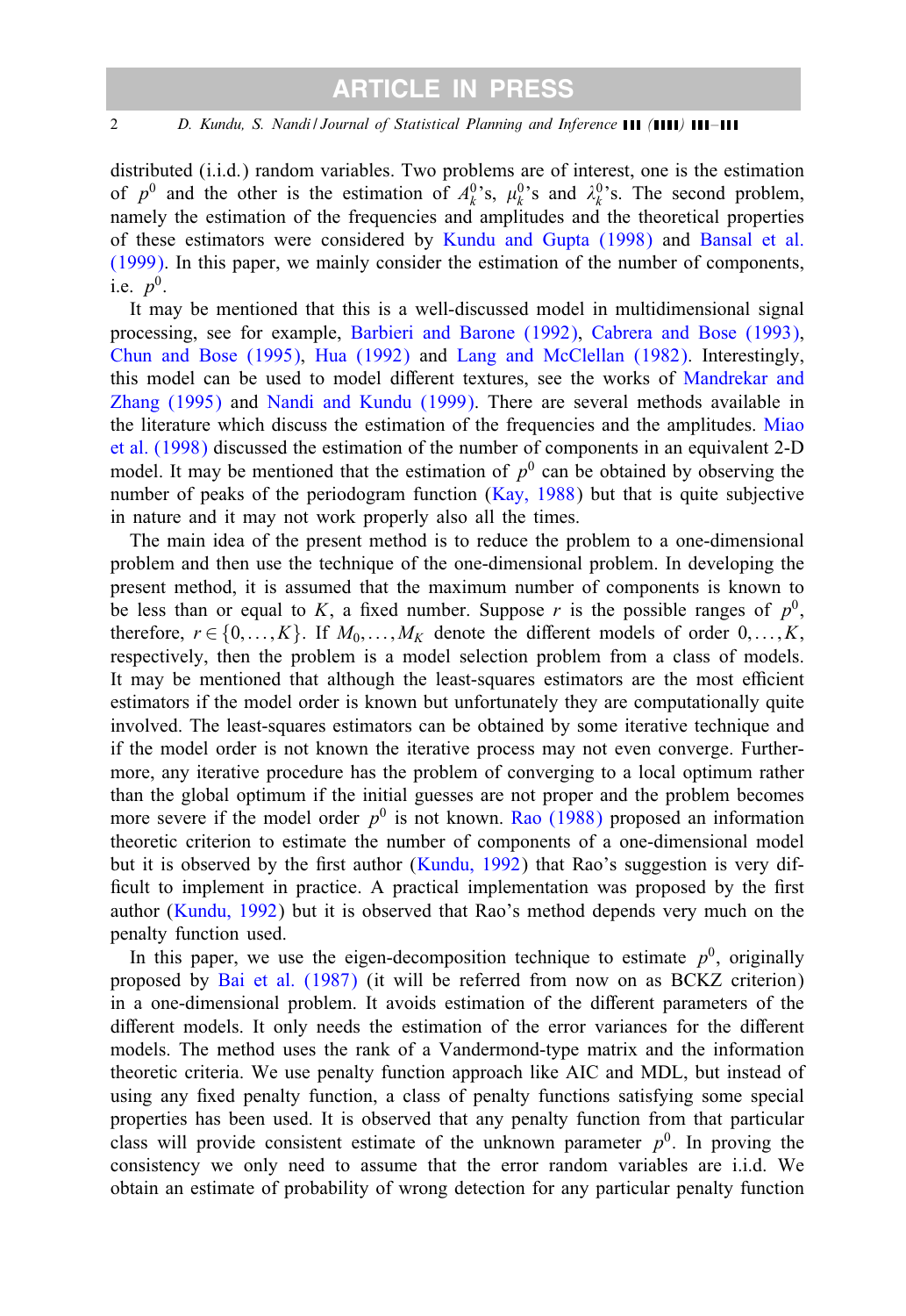distributed (i.i.d.) random variables. Two problems are of interest, one is the estimation of $p^0$ and the other is the estimation of $A_k^0$'s, $\mu_k^0$'s and $\lambda_k^0$'s. The second problem, namely the estimation of the frequencies and amplitudes and the theoretical properties of these estimators were considered by Kundu and Gupta (1998) and Bansal et al. (1999). In this paper, we mainly consider the estimation of the number of components, i.e. $p^0$.

It may be mentioned that this is a well-discussed model in multidimensional signal processing, see for example, Barbieri and Barone (1992), Cabrera and Bose (1993), Chun and Bose (1995), Hua (1992) and Lang and McClellan (1982). Interestingly, this model can be used to model different textures, see the works of Mandrekar and Zhang (1995) and Nandi and Kundu (1999). There are several methods available in the literature which discuss the estimation of the frequencies and the amplitudes. Miao et al. (1998) discussed the estimation of the number of components in an equivalent 2-D model. It may be mentioned that the estimation of $p^0$ can be obtained by observing the number of peaks of the periodogram function (Kay, 1988) but that is quite subjective in nature and it may not work properly also all the times.

The main idea of the present method is to reduce the problem to a one-dimensional problem and then use the technique of the one-dimensional problem. In developing the present method, it is assumed that the maximum number of components is known to be less than or equal to $K$, a fixed number. Suppose $r$ is the possible ranges of $p^0$, therefore, $r \in \{0, \ldots, K\}$. If $M_0, \ldots, M_K$ denote the different models of order $0, \ldots, K$, respectively, then the problem is a model selection problem from a class of models. It may be mentioned that although the least-squares estimators are the most efficient estimators if the model order is known but unfortunately they are computationally quite involved. The least-squares estimators can be obtained by some iterative technique and if the model order is not known the iterative process may not even converge. Furthermore, any iterative procedure has the problem of converging to a local optimum rather than the global optimum if the initial guesses are not proper and the problem becomes more severe if the model order $p^0$ is not known. Rao (1988) proposed an information theoretic criterion to estimate the number of components of a one-dimensional model but it is observed by the first author (Kundu, 1992) that Rao's suggestion is very difficult to implement in practice. A practical implementation was proposed by the first author (Kundu, 1992) but it is observed that Rao's method depends very much on the penalty function used.

In this paper, we use the eigen-decomposition technique to estimate $p^0$, originally proposed by Bai et al. (1987) (it will be referred from now on as BCKZ criterion) in a one-dimensional problem. It avoids estimation of the different parameters of the different models. It only needs the estimation of the error variances for the different models. The method uses the rank of a Vandermond-type matrix and the information theoretic criteria. We use penalty function approach like AIC and MDL, but instead of using any fixed penalty function, a class of penalty functions satisfying some special properties has been used. It is observed that any penalty function from that particular class will provide consistent estimate of the unknown parameter $p^0$. In proving the consistency we only need to assume that the error random variables are i.i.d. We obtain an estimate of probability of wrong detection for any particular penalty function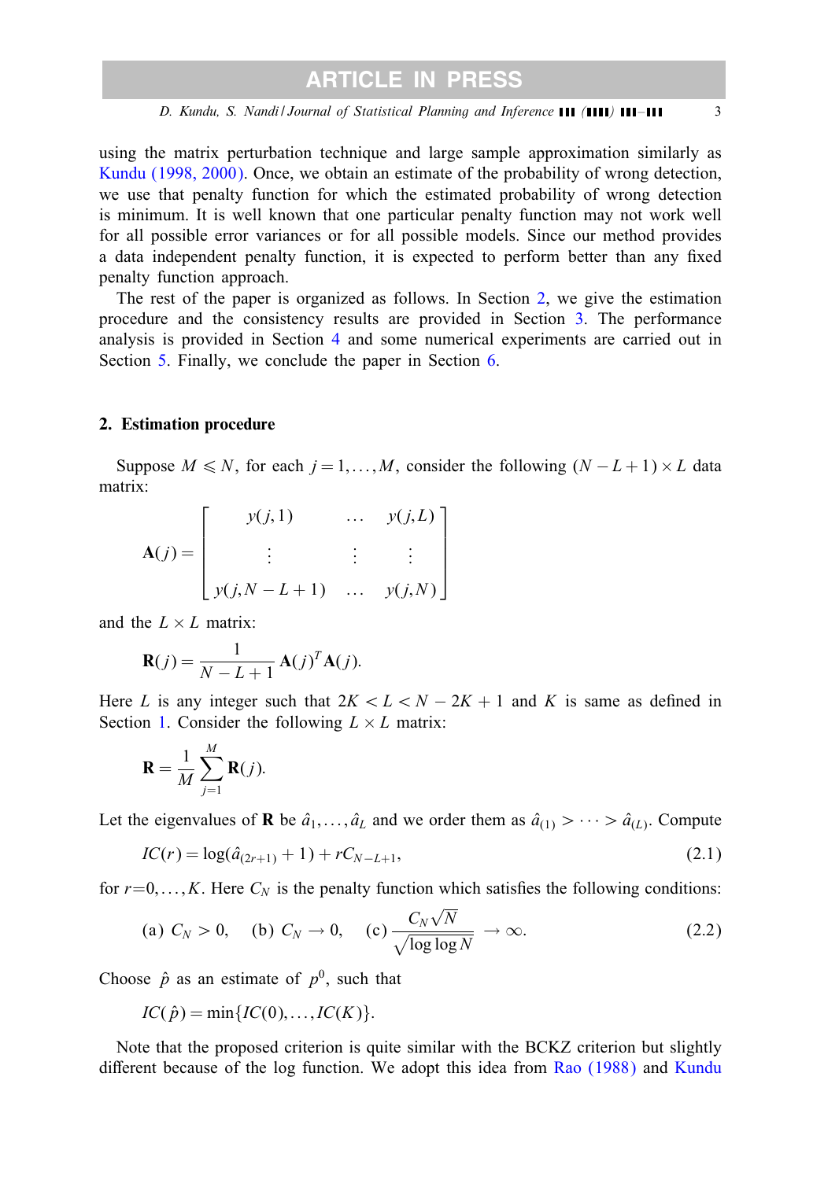using the matrix perturbation technique and large sample approximation similarly as Kundu (1998, 2000). Once, we obtain an estimate of the probability of wrong detection, we use that penalty function for which the estimated probability of wrong detection is minimum. It is well known that one particular penalty function may not work well for all possible error variances or for all possible models. Since our method provides a data independent penalty function, it is expected to perform better than any fixed penalty function approach.

The rest of the paper is organized as follows. In Section 2, we give the estimation procedure and the consistency results are provided in Section 3. The performance analysis is provided in Section 4 and some numerical experiments are carried out in Section 5. Finally, we conclude the paper in Section 6.

## 2. Estimation procedure

Suppose $M \leqslant N$, for each $j = 1, \ldots, M$, consider the following $(N-L+1) \times L$ data matrix:

$$\mathbf{A}(j) = \begin{bmatrix} y(j,1) & \ldots & y(j,L) \\ \vdots & \vdots & \vdots \\ y(j,N-L+1) & \ldots & y(j,N) \end{bmatrix}$$

and the $L \times L$ matrix:

$$\mathbf{R}(j) = \frac{1}{N-L+1}\mathbf{A}(j)^T\mathbf{A}(j).$$

Here $L$ is any integer such that $2K < L < N - 2K + 1$ and $K$ is same as defined in Section 1. Consider the following $L \times L$ matrix:

$$\mathbf{R} = \frac{1}{M}\sum_{j=1}^{M}\mathbf{R}(j).$$

Let the eigenvalues of $\mathbf{R}$ be $\hat{a}_1, \ldots, \hat{a}_L$ and we order them as $\hat{a}_{(1)} > \cdots > \hat{a}_{(L)}$. Compute

$$IC(r) = \log(\hat{a}_{(2r+1)} + 1) + rC_{N-L+1}, \tag{2.1}$$

for $r=0, \ldots, K$. Here $C_N$ is the penalty function which satisfies the following conditions:

$$\text{(a) } C_N > 0, \quad \text{(b) } C_N \to 0, \quad \text{(c) } \frac{C_N\sqrt{N}}{\sqrt{\log\log N}} \to \infty. \tag{2.2}$$

Choose $\hat{p}$ as an estimate of $p^0$, such that

$$IC(\hat{p}) = \min\{IC(0), \ldots, IC(K)\}.$$

Note that the proposed criterion is quite similar with the BCKZ criterion but slightly different because of the log function. We adopt this idea from Rao (1988) and Kundu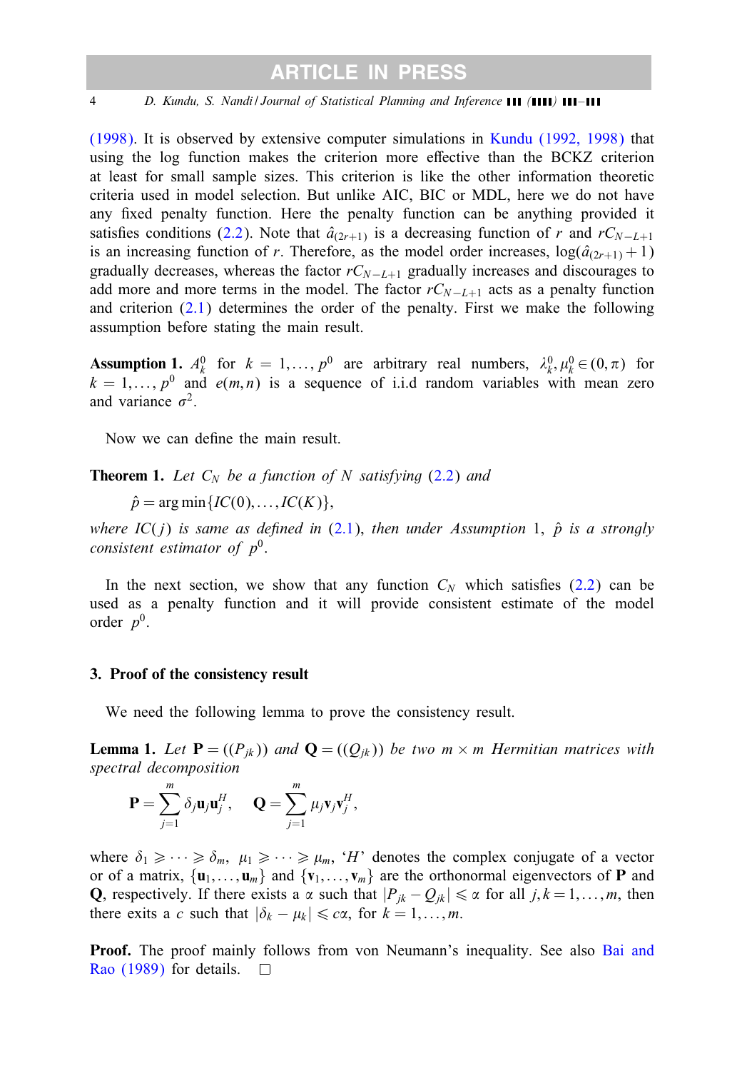(1998). It is observed by extensive computer simulations in Kundu (1992, 1998) that using the log function makes the criterion more effective than the BCKZ criterion at least for small sample sizes. This criterion is like the other information theoretic criteria used in model selection. But unlike AIC, BIC or MDL, here we do not have any fixed penalty function. Here the penalty function can be anything provided it satisfies conditions (2.2). Note that $\hat{a}_{(2r+1)}$ is a decreasing function of $r$ and $rC_{N-L+1}$ is an increasing function of $r$. Therefore, as the model order increases, $\log(\hat{a}_{(2r+1)}+1)$ gradually decreases, whereas the factor $rC_{N-L+1}$ gradually increases and discourages to add more and more terms in the model. The factor $rC_{N-L+1}$ acts as a penalty function and criterion (2.1) determines the order of the penalty. First we make the following assumption before stating the main result.

**Assumption 1.** $A_k^0$ for $k=1,\ldots,p^0$ are arbitrary real numbers, $\lambda_k^0, \mu_k^0 \in (0,\pi)$ for $k=1,\ldots,p^0$ and $e(m,n)$ is a sequence of i.i.d random variables with mean zero and variance $\sigma^2$.

Now we can define the main result.

**Theorem 1.** *Let $C_N$ be a function of $N$ satisfying (2.2) and*

$$\hat{p} = \arg\min\{IC(0),\ldots,IC(K)\},$$

*where $IC(j)$ is same as defined in (2.1), then under Assumption 1, $\hat{p}$ is a strongly consistent estimator of $p^0$.*

In the next section, we show that any function $C_N$ which satisfies (2.2) can be used as a penalty function and it will provide consistent estimate of the model order $p^0$.

## 3. Proof of the consistency result

We need the following lemma to prove the consistency result.

**Lemma 1.** *Let $\mathbf{P} = ((P_{jk}))$ and $\mathbf{Q} = ((Q_{jk}))$ be two $m \times m$ Hermitian matrices with spectral decomposition*

$$\mathbf{P} = \sum_{j=1}^{m} \delta_j \mathbf{u}_j \mathbf{u}_j^H, \quad \mathbf{Q} = \sum_{j=1}^{m} \mu_j \mathbf{v}_j \mathbf{v}_j^H,$$

*where $\delta_1 \geqslant \cdots \geqslant \delta_m$, $\mu_1 \geqslant \cdots \geqslant \mu_m$, '$H$' denotes the complex conjugate of a vector or of a matrix, $\{\mathbf{u}_1,\ldots,\mathbf{u}_m\}$ and $\{\mathbf{v}_1,\ldots,\mathbf{v}_m\}$ are the orthonormal eigenvectors of $\mathbf{P}$ and $\mathbf{Q}$, respectively. If there exists a $\alpha$ such that $|P_{jk} - Q_{jk}| \leqslant \alpha$ for all $j,k = 1,\ldots,m$, then there exits a $c$ such that $|\delta_k - \mu_k| \leqslant c\alpha$, for $k = 1,\ldots,m$.*

**Proof.** The proof mainly follows from von Neumann's inequality. See also Bai and Rao (1989) for details. □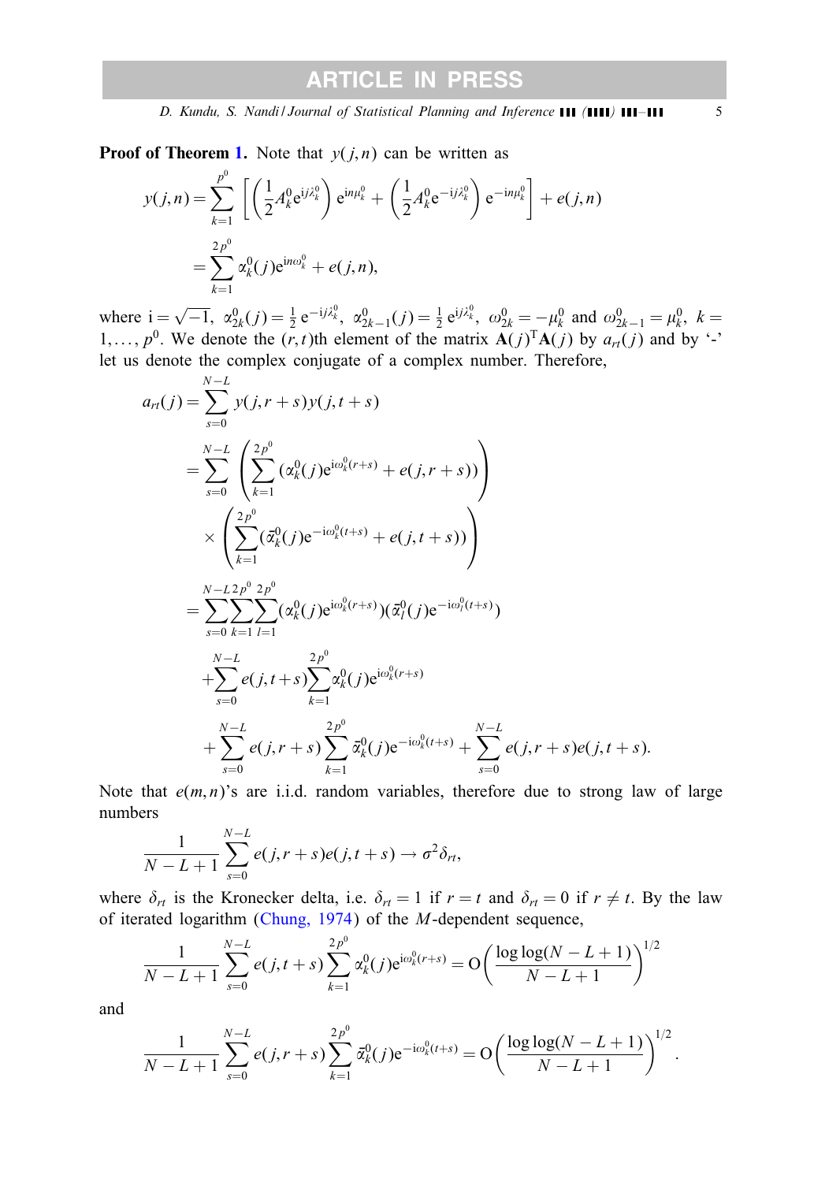**Proof of Theorem 1.** Note that $y(j,n)$ can be written as

$$
\begin{aligned}
y(j,n) &= \sum_{k=1}^{p^0} \left[ \left( \frac{1}{2} A_k^0 \mathrm{e}^{\mathrm{i}j\lambda_k^0} \right) \mathrm{e}^{\mathrm{i}n\mu_k^0} + \left( \frac{1}{2} A_k^0 \mathrm{e}^{-\mathrm{i}j\lambda_k^0} \right) \mathrm{e}^{-\mathrm{i}n\mu_k^0} \right] + e(j,n) \\
&= \sum_{k=1}^{2p^0} \alpha_k^0(j) \mathrm{e}^{\mathrm{i}n\omega_k^0} + e(j,n),
\end{aligned}
$$

where $\mathrm{i} = \sqrt{-1}$, $\alpha_{2k}^0(j) = \frac{1}{2}\mathrm{e}^{-\mathrm{i}j\lambda_k^0}$, $\alpha_{2k-1}^0(j) = \frac{1}{2}\mathrm{e}^{\mathrm{i}j\lambda_k^0}$, $\omega_{2k}^0 = -\mu_k^0$ and $\omega_{2k-1}^0 = \mu_k^0$, $k = 1, \ldots, p^0$. We denote the $(r,t)$th element of the matrix $\mathbf{A}(j)^{\mathrm{T}}\mathbf{A}(j)$ by $a_{rt}(j)$ and by '-' let us denote the complex conjugate of a complex number. Therefore,

$$
\begin{aligned}
a_{rt}(j) &= \sum_{s=0}^{N-L} y(j, r+s) y(j, t+s) \\
&= \sum_{s=0}^{N-L} \left( \sum_{k=1}^{2p^0} (\alpha_k^0(j) \mathrm{e}^{\mathrm{i}\omega_k^0(r+s)} + e(j, r+s)) \right) \\
&\quad \times \left( \sum_{k=1}^{2p^0} (\bar{\alpha}_k^0(j) \mathrm{e}^{-\mathrm{i}\omega_k^0(t+s)} + e(j, t+s)) \right) \\
&= \sum_{s=0}^{N-L} \sum_{k=1}^{2p^0} \sum_{l=1}^{2p^0} (\alpha_k^0(j) \mathrm{e}^{\mathrm{i}\omega_k^0(r+s)}) (\bar{\alpha}_l^0(j) \mathrm{e}^{-\mathrm{i}\omega_l^0(t+s)}) \\
&\quad + \sum_{s=0}^{N-L} e(j, t+s) \sum_{k=1}^{2p^0} \alpha_k^0(j) \mathrm{e}^{\mathrm{i}\omega_k^0(r+s)} \\
&\quad + \sum_{s=0}^{N-L} e(j, r+s) \sum_{k=1}^{2p^0} \bar{\alpha}_k^0(j) \mathrm{e}^{-\mathrm{i}\omega_k^0(t+s)} + \sum_{s=0}^{N-L} e(j, r+s) e(j, t+s).
\end{aligned}
$$

Note that $e(m,n)$'s are i.i.d. random variables, therefore due to strong law of large numbers

$$
\frac{1}{N-L+1} \sum_{s=0}^{N-L} e(j, r+s) e(j, t+s) \to \sigma^2 \delta_{rt},
$$

where $\delta_{rt}$ is the Kronecker delta, i.e. $\delta_{rt} = 1$ if $r = t$ and $\delta_{rt} = 0$ if $r \neq t$. By the law of iterated logarithm (Chung, 1974) of the $M$-dependent sequence,

$$
\frac{1}{N-L+1} \sum_{s=0}^{N-L} e(j, t+s) \sum_{k=1}^{2p^0} \alpha_k^0(j) \mathrm{e}^{\mathrm{i}\omega_k^0(r+s)} = \mathrm{O}\left( \frac{\log\log(N-L+1)}{N-L+1} \right)^{1/2}
$$

and

$$
\frac{1}{N-L+1} \sum_{s=0}^{N-L} e(j, r+s) \sum_{k=1}^{2p^0} \bar{\alpha}_k^0(j) \mathrm{e}^{-\mathrm{i}\omega_k^0(t+s)} = \mathrm{O}\left( \frac{\log\log(N-L+1)}{N-L+1} \right)^{1/2}.
$$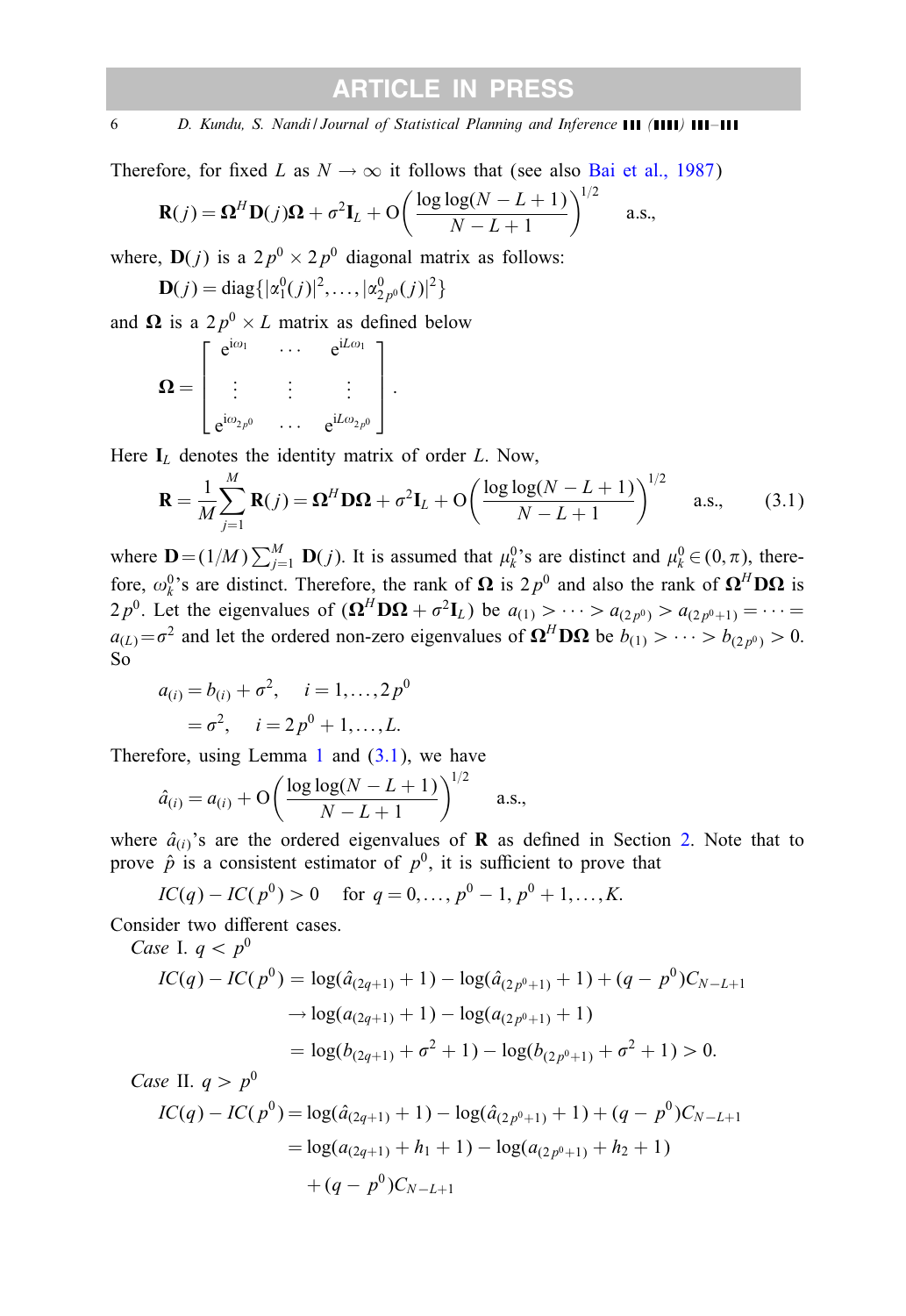Therefore, for fixed $L$ as $N \to \infty$ it follows that (see also Bai et al., 1987)

$$\mathbf{R}(j) = \mathbf{\Omega}^H \mathbf{D}(j) \mathbf{\Omega} + \sigma^2 \mathbf{I}_L + \mathrm{O}\left( \frac{\log\log(N-L+1)}{N-L+1} \right)^{1/2} \quad \text{a.s.},$$

where, $\mathbf{D}(j)$ is a $2p^0 \times 2p^0$ diagonal matrix as follows:

$$\mathbf{D}(j) = \mathrm{diag}\{|\alpha_1^0(j)|^2, \ldots, |\alpha_{2p^0}^0(j)|^2\}$$

and $\mathbf{\Omega}$ is a $2p^0 \times L$ matrix as defined below

$$\mathbf{\Omega} = \begin{bmatrix} e^{i\omega_1} & \cdots & e^{iL\omega_1} \\ \vdots & \vdots & \vdots \\ e^{i\omega_{2p^0}} & \cdots & e^{iL\omega_{2p^0}} \end{bmatrix}.$$

Here $\mathbf{I}_L$ denotes the identity matrix of order $L$. Now,

$$\mathbf{R} = \frac{1}{M} \sum_{j=1}^{M} \mathbf{R}(j) = \mathbf{\Omega}^H \mathbf{D} \mathbf{\Omega} + \sigma^2 \mathbf{I}_L + \mathrm{O}\left( \frac{\log\log(N-L+1)}{N-L+1} \right)^{1/2} \quad \text{a.s.}, \tag{3.1}$$

where $\mathbf{D} = (1/M) \sum_{j=1}^{M} \mathbf{D}(j)$. It is assumed that $\mu_k^0$'s are distinct and $\mu_k^0 \in (0, \pi)$, therefore, $\omega_k^0$'s are distinct. Therefore, the rank of $\mathbf{\Omega}$ is $2p^0$ and also the rank of $\mathbf{\Omega}^H \mathbf{D} \mathbf{\Omega}$ is $2p^0$. Let the eigenvalues of $(\mathbf{\Omega}^H \mathbf{D} \mathbf{\Omega} + \sigma^2 \mathbf{I}_L)$ be $a_{(1)} > \cdots > a_{(2p^0)} > a_{(2p^0+1)} = \cdots = a_{(L)} = \sigma^2$ and let the ordered non-zero eigenvalues of $\mathbf{\Omega}^H \mathbf{D} \mathbf{\Omega}$ be $b_{(1)} > \cdots > b_{(2p^0)} > 0$. So

$$\begin{aligned} a_{(i)} &= b_{(i)} + \sigma^2, \quad i = 1, \ldots, 2p^0 \\ &= \sigma^2, \quad i = 2p^0 + 1, \ldots, L. \end{aligned}$$

Therefore, using Lemma 1 and (3.1), we have

$$\hat{a}_{(i)} = a_{(i)} + \mathrm{O}\left( \frac{\log\log(N-L+1)}{N-L+1} \right)^{1/2} \quad \text{a.s.},$$

where $\hat{a}_{(i)}$'s are the ordered eigenvalues of $\mathbf{R}$ as defined in Section 2. Note that to prove $\hat{p}$ is a consistent estimator of $p^0$, it is sufficient to prove that

$$IC(q) - IC(p^0) > 0 \quad \text{for } q = 0, \ldots, p^0 - 1, p^0 + 1, \ldots, K.$$

Consider two different cases.

*Case* I. $q < p^0$

$$\begin{aligned} IC(q) - IC(p^0) &= \log(\hat{a}_{(2q+1)} + 1) - \log(\hat{a}_{(2p^0+1)} + 1) + (q - p^0) C_{N-L+1} \\ &\to \log(a_{(2q+1)} + 1) - \log(a_{(2p^0+1)} + 1) \\ &= \log(b_{(2q+1)} + \sigma^2 + 1) - \log(b_{(2p^0+1)} + \sigma^2 + 1) > 0. \end{aligned}$$

*Case* II. $q > p^0$

$$\begin{aligned} IC(q) - IC(p^0) &= \log(\hat{a}_{(2q+1)} + 1) - \log(\hat{a}_{(2p^0+1)} + 1) + (q - p^0) C_{N-L+1} \\ &= \log(a_{(2q+1)} + h_1 + 1) - \log(a_{(2p^0+1)} + h_2 + 1) \\ &\quad + (q - p^0) C_{N-L+1} \end{aligned}$$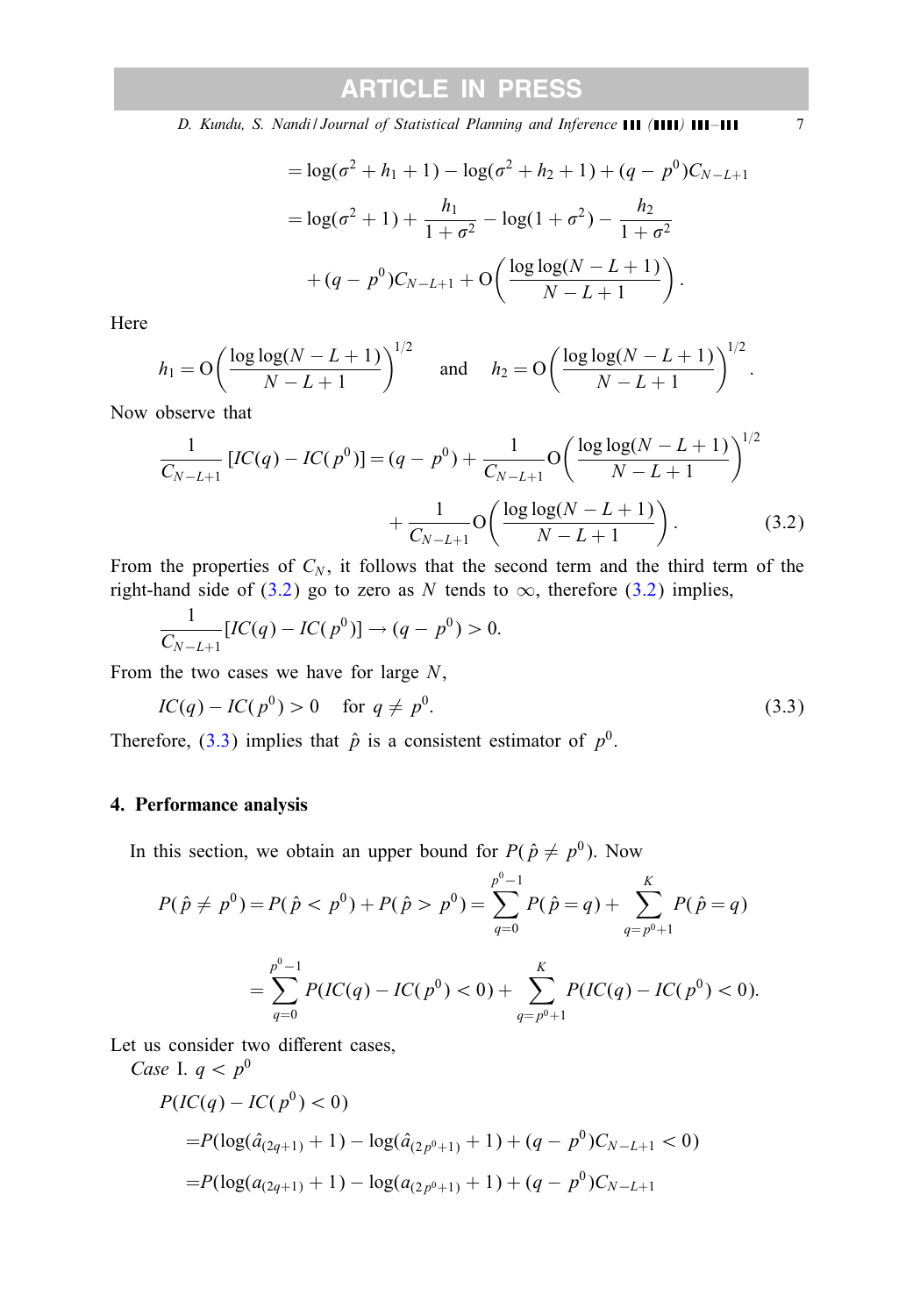$$= \log(\sigma^2 + h_1 + 1) - \log(\sigma^2 + h_2 + 1) + (q - p^0)C_{N-L+1}$$

$$= \log(\sigma^2 + 1) + \frac{h_1}{1+\sigma^2} - \log(1+\sigma^2) - \frac{h_2}{1+\sigma^2}$$

$$+ (q - p^0)C_{N-L+1} + \mathrm{O}\left(\frac{\log\log(N-L+1)}{N-L+1}\right).$$

Here

$$h_1 = \mathrm{O}\left(\frac{\log\log(N-L+1)}{N-L+1}\right)^{1/2} \quad \text{and} \quad h_2 = \mathrm{O}\left(\frac{\log\log(N-L+1)}{N-L+1}\right)^{1/2}.$$

Now observe that

$$\frac{1}{C_{N-L+1}}[IC(q) - IC(p^0)] = (q - p^0) + \frac{1}{C_{N-L+1}}\mathrm{O}\left(\frac{\log\log(N-L+1)}{N-L+1}\right)^{1/2}$$
$$+ \frac{1}{C_{N-L+1}}\mathrm{O}\left(\frac{\log\log(N-L+1)}{N-L+1}\right). \tag{3.2}$$

From the properties of $C_N$, it follows that the second term and the third term of the right-hand side of (3.2) go to zero as $N$ tends to $\infty$, therefore (3.2) implies,

$$\frac{1}{C_{N-L+1}}[IC(q) - IC(p^0)] \to (q - p^0) > 0.$$

From the two cases we have for large $N$,

$$IC(q) - IC(p^0) > 0 \quad \text{for } q \neq p^0. \tag{3.3}$$

Therefore, (3.3) implies that $\hat{p}$ is a consistent estimator of $p^0$.

## 4. Performance analysis

In this section, we obtain an upper bound for $P(\hat{p} \neq p^0)$. Now

$$P(\hat{p} \neq p^0) = P(\hat{p} < p^0) + P(\hat{p} > p^0) = \sum_{q=0}^{p^0-1} P(\hat{p} = q) + \sum_{q=p^0+1}^{K} P(\hat{p} = q)$$

$$= \sum_{q=0}^{p^0-1} P(IC(q) - IC(p^0) < 0) + \sum_{q=p^0+1}^{K} P(IC(q) - IC(p^0) < 0).$$

Let us consider two different cases,

*Case* I. $q < p^0$

$$P(IC(q) - IC(p^0) < 0)$$

$$= P(\log(\hat{a}_{(2q+1)} + 1) - \log(\hat{a}_{(2p^0+1)} + 1) + (q - p^0)C_{N-L+1} < 0)$$

$$= P(\log(a_{(2q+1)} + 1) - \log(a_{(2p^0+1)} + 1) + (q - p^0)C_{N-L+1}$$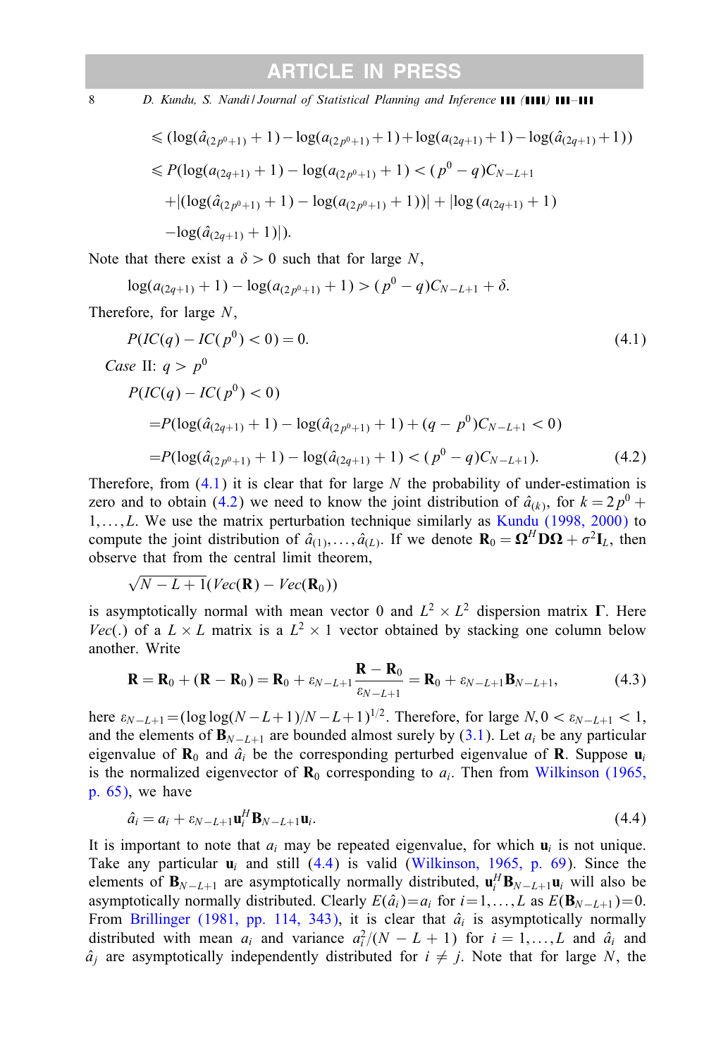$$\leqslant (\log(\hat{a}_{(2p^0+1)}+1) - \log(a_{(2p^0+1)}+1) + \log(a_{(2q+1)}+1) - \log(\hat{a}_{(2q+1)}+1))$$

$$\leqslant P(\log(a_{(2q+1)}+1) - \log(a_{(2p^0+1)}+1) < (p^0-q)C_{N-L+1}$$

$$+|(\log(\hat{a}_{(2p^0+1)}+1) - \log(a_{(2p^0+1)}+1))| + |\log(a_{(2q+1)}+1)$$

$$-\log(\hat{a}_{(2q+1)}+1)|).$$

Note that there exist a $\delta > 0$ such that for large $N$,

$$\log(a_{(2q+1)}+1) - \log(a_{(2p^0+1)}+1) > (p^0-q)C_{N-L+1} + \delta.$$

Therefore, for large $N$,

$$P(IC(q) - IC(p^0) < 0) = 0. \tag{4.1}$$

*Case* II: $q > p^0$

$$P(IC(q) - IC(p^0) < 0)$$

$$= P(\log(\hat{a}_{(2q+1)}+1) - \log(\hat{a}_{(2p^0+1)}+1) + (q-p^0)C_{N-L+1} < 0)$$

$$= P(\log(\hat{a}_{(2p^0+1)}+1) - \log(\hat{a}_{(2q+1)}+1) < (p^0-q)C_{N-L+1}). \tag{4.2}$$

Therefore, from (4.1) it is clear that for large $N$ the probability of under-estimation is zero and to obtain (4.2) we need to know the joint distribution of $\hat{a}_{(k)}$, for $k = 2p^0+1,\ldots,L$. We use the matrix perturbation technique similarly as Kundu (1998, 2000) to compute the joint distribution of $\hat{a}_{(1)},\ldots,\hat{a}_{(L)}$. If we denote $\mathbf{R}_0 = \mathbf{\Omega}^H\mathbf{D}\mathbf{\Omega} + \sigma^2\mathbf{I}_L$, then observe that from the central limit theorem,

$$\sqrt{N-L+1}(Vec(\mathbf{R}) - Vec(\mathbf{R}_0))$$

is asymptotically normal with mean vector 0 and $L^2 \times L^2$ dispersion matrix $\mathbf{\Gamma}$. Here $Vec(.)$ of a $L \times L$ matrix is a $L^2 \times 1$ vector obtained by stacking one column below another. Write

$$\mathbf{R} = \mathbf{R}_0 + (\mathbf{R}-\mathbf{R}_0) = \mathbf{R}_0 + \varepsilon_{N-L+1}\frac{\mathbf{R}-\mathbf{R}_0}{\varepsilon_{N-L+1}} = \mathbf{R}_0 + \varepsilon_{N-L+1}\mathbf{B}_{N-L+1}, \tag{4.3}$$

here $\varepsilon_{N-L+1} = (\log\log(N-L+1)/N-L+1)^{1/2}$. Therefore, for large $N, 0 < \varepsilon_{N-L+1} < 1$, and the elements of $\mathbf{B}_{N-L+1}$ are bounded almost surely by (3.1). Let $a_i$ be any particular eigenvalue of $\mathbf{R}_0$ and $\hat{a}_i$ be the corresponding perturbed eigenvalue of $\mathbf{R}$. Suppose $\mathbf{u}_i$ is the normalized eigenvector of $\mathbf{R}_0$ corresponding to $a_i$. Then from Wilkinson (1965, p. 65), we have

$$\hat{a}_i = a_i + \varepsilon_{N-L+1}\mathbf{u}_i^H\mathbf{B}_{N-L+1}\mathbf{u}_i. \tag{4.4}$$

It is important to note that $a_i$ may be repeated eigenvalue, for which $\mathbf{u}_i$ is not unique. Take any particular $\mathbf{u}_i$ and still (4.4) is valid (Wilkinson, 1965, p. 69). Since the elements of $\mathbf{B}_{N-L+1}$ are asymptotically normally distributed, $\mathbf{u}_i^H\mathbf{B}_{N-L+1}\mathbf{u}_i$ will also be asymptotically normally distributed. Clearly $E(\hat{a}_i) = a_i$ for $i = 1,\ldots,L$ as $E(\mathbf{B}_{N-L+1}) = 0$. From Brillinger (1981, pp. 114, 343), it is clear that $\hat{a}_i$ is asymptotically normally distributed with mean $a_i$ and variance $a_i^2/(N-L+1)$ for $i = 1,\ldots,L$ and $\hat{a}_i$ and $\hat{a}_j$ are asymptotically independently distributed for $i \neq j$. Note that for large $N$, the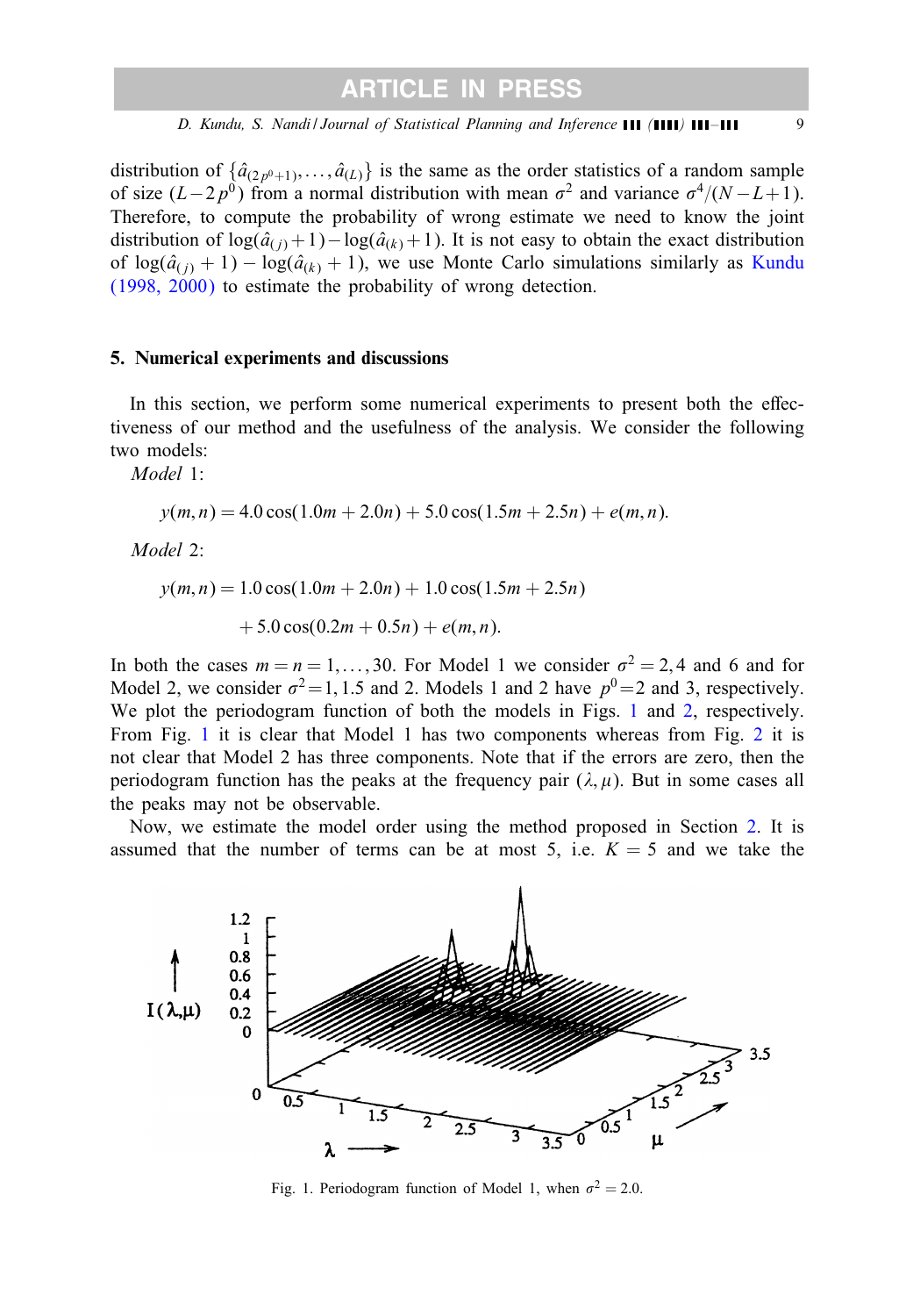distribution of $\{\hat{a}_{(2p^0+1)}, \ldots, \hat{a}_{(L)}\}$ is the same as the order statistics of a random sample of size $(L-2p^0)$ from a normal distribution with mean $\sigma^2$ and variance $\sigma^4/(N-L+1)$. Therefore, to compute the probability of wrong estimate we need to know the joint distribution of $\log(\hat{a}_{(j)}+1)-\log(\hat{a}_{(k)}+1)$. It is not easy to obtain the exact distribution of $\log(\hat{a}_{(j)}+1)-\log(\hat{a}_{(k)}+1)$, we use Monte Carlo simulations similarly as Kundu (1998, 2000) to estimate the probability of wrong detection.

## 5. Numerical experiments and discussions

In this section, we perform some numerical experiments to present both the effectiveness of our method and the usefulness of the analysis. We consider the following two models:

*Model* 1:

$$y(m,n) = 4.0\cos(1.0m + 2.0n) + 5.0\cos(1.5m + 2.5n) + e(m,n).$$

*Model* 2:

$$y(m,n) = 1.0\cos(1.0m + 2.0n) + 1.0\cos(1.5m + 2.5n) + 5.0\cos(0.2m + 0.5n) + e(m,n).$$

In both the cases $m = n = 1,\ldots,30$. For Model 1 we consider $\sigma^2 = 2, 4$ and 6 and for Model 2, we consider $\sigma^2 = 1, 1.5$ and 2. Models 1 and 2 have $p^0 = 2$ and 3, respectively. We plot the periodogram function of both the models in Figs. 1 and 2, respectively. From Fig. 1 it is clear that Model 1 has two components whereas from Fig. 2 it is not clear that Model 2 has three components. Note that if the errors are zero, then the periodogram function has the peaks at the frequency pair $(\lambda,\mu)$. But in some cases all the peaks may not be observable.

Now, we estimate the model order using the method proposed in Section 2. It is assumed that the number of terms can be at most 5, i.e. $K = 5$ and we take the

Fig. 1. Periodogram function of Model 1, when $\sigma^2 = 2.0$.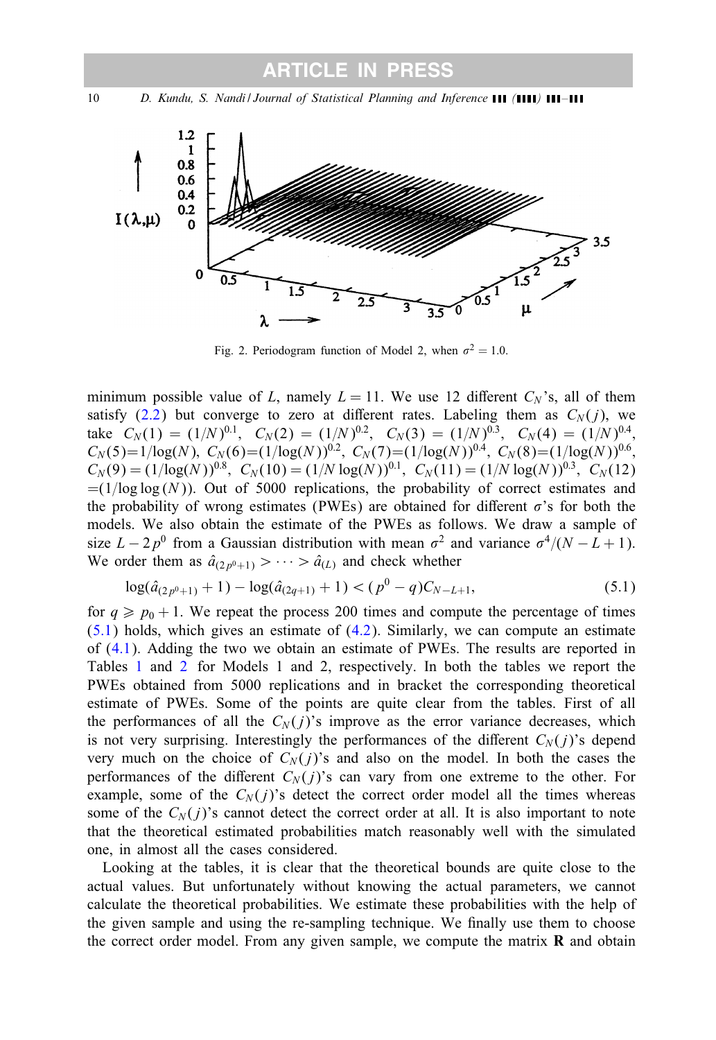Fig. 2. Periodogram function of Model 2, when $\sigma^2 = 1.0$.

minimum possible value of $L$, namely $L = 11$. We use 12 different $C_N$'s, all of them satisfy (2.2) but converge to zero at different rates. Labeling them as $C_N(j)$, we take $C_N(1) = (1/N)^{0.1}$, $C_N(2) = (1/N)^{0.2}$, $C_N(3) = (1/N)^{0.3}$, $C_N(4) = (1/N)^{0.4}$, $C_N(5) = 1/\log(N)$, $C_N(6) = (1/\log(N))^{0.2}$, $C_N(7) = (1/\log(N))^{0.4}$, $C_N(8) = (1/\log(N))^{0.6}$, $C_N(9) = (1/\log(N))^{0.8}$, $C_N(10) = (1/N\log(N))^{0.1}$, $C_N(11) = (1/N\log(N))^{0.3}$, $C_N(12) = (1/\log\log(N))$. Out of 5000 replications, the probability of correct estimates and the probability of wrong estimates (PWEs) are obtained for different $\sigma$'s for both the models. We also obtain the estimate of the PWEs as follows. We draw a sample of size $L - 2p^0$ from a Gaussian distribution with mean $\sigma^2$ and variance $\sigma^4/(N - L + 1)$. We order them as $\hat{a}_{(2p^0+1)} > \cdots > \hat{a}_{(L)}$ and check whether

$$\log(\hat{a}_{(2p^0+1)} + 1) - \log(\hat{a}_{(2q+1)} + 1) < (p^0 - q)C_{N-L+1}, \tag{5.1}$$

for $q \geqslant p_0 + 1$. We repeat the process 200 times and compute the percentage of times (5.1) holds, which gives an estimate of (4.2). Similarly, we can compute an estimate of (4.1). Adding the two we obtain an estimate of PWEs. The results are reported in Tables 1 and 2 for Models 1 and 2, respectively. In both the tables we report the PWEs obtained from 5000 replications and in bracket the corresponding theoretical estimate of PWEs. Some of the points are quite clear from the tables. First of all the performances of all the $C_N(j)$'s improve as the error variance decreases, which is not very surprising. Interestingly the performances of the different $C_N(j)$'s depend very much on the choice of $C_N(j)$'s and also on the model. In both the cases the performances of the different $C_N(j)$'s can vary from one extreme to the other. For example, some of the $C_N(j)$'s detect the correct order model all the times whereas some of the $C_N(j)$'s cannot detect the correct order at all. It is also important to note that the theoretical estimated probabilities match reasonably well with the simulated one, in almost all the cases considered.

Looking at the tables, it is clear that the theoretical bounds are quite close to the actual values. But unfortunately without knowing the actual parameters, we cannot calculate the theoretical probabilities. We estimate these probabilities with the help of the given sample and using the re-sampling technique. We finally use them to choose the correct order model. From any given sample, we compute the matrix $\mathbf{R}$ and obtain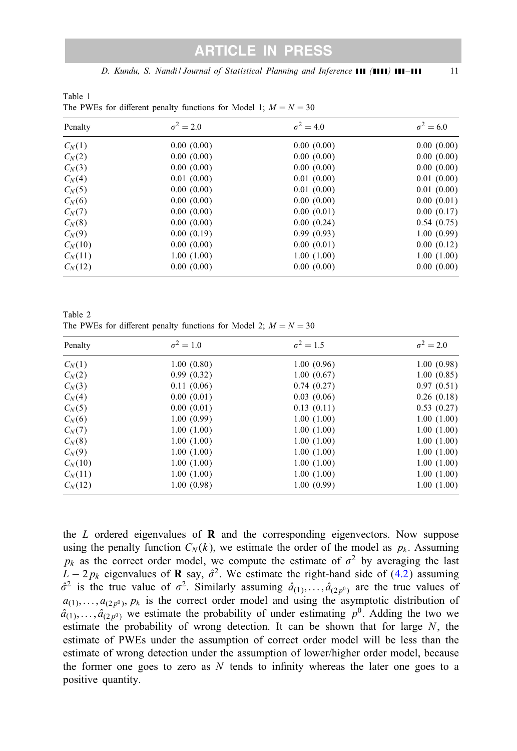Table 1
The PWEs for different penalty functions for Model 1; $M = N = 30$

| Penalty | $\sigma^2 = 2.0$ | $\sigma^2 = 4.0$ | $\sigma^2 = 6.0$ |
|---|---|---|---|
| $C_N(1)$ | 0.00 (0.00) | 0.00 (0.00) | 0.00 (0.00) |
| $C_N(2)$ | 0.00 (0.00) | 0.00 (0.00) | 0.00 (0.00) |
| $C_N(3)$ | 0.00 (0.00) | 0.00 (0.00) | 0.00 (0.00) |
| $C_N(4)$ | 0.01 (0.00) | 0.01 (0.00) | 0.01 (0.00) |
| $C_N(5)$ | 0.00 (0.00) | 0.01 (0.00) | 0.01 (0.00) |
| $C_N(6)$ | 0.00 (0.00) | 0.00 (0.00) | 0.00 (0.01) |
| $C_N(7)$ | 0.00 (0.00) | 0.00 (0.01) | 0.00 (0.17) |
| $C_N(8)$ | 0.00 (0.00) | 0.00 (0.24) | 0.54 (0.75) |
| $C_N(9)$ | 0.00 (0.19) | 0.99 (0.93) | 1.00 (0.99) |
| $C_N(10)$ | 0.00 (0.00) | 0.00 (0.01) | 0.00 (0.12) |
| $C_N(11)$ | 1.00 (1.00) | 1.00 (1.00) | 1.00 (1.00) |
| $C_N(12)$ | 0.00 (0.00) | 0.00 (0.00) | 0.00 (0.00) |

Table 2
The PWEs for different penalty functions for Model 2; $M = N = 30$

| Penalty | $\sigma^2 = 1.0$ | $\sigma^2 = 1.5$ | $\sigma^2 = 2.0$ |
|---|---|---|---|
| $C_N(1)$ | 1.00 (0.80) | 1.00 (0.96) | 1.00 (0.98) |
| $C_N(2)$ | 0.99 (0.32) | 1.00 (0.67) | 1.00 (0.85) |
| $C_N(3)$ | 0.11 (0.06) | 0.74 (0.27) | 0.97 (0.51) |
| $C_N(4)$ | 0.00 (0.01) | 0.03 (0.06) | 0.26 (0.18) |
| $C_N(5)$ | 0.00 (0.01) | 0.13 (0.11) | 0.53 (0.27) |
| $C_N(6)$ | 1.00 (0.99) | 1.00 (1.00) | 1.00 (1.00) |
| $C_N(7)$ | 1.00 (1.00) | 1.00 (1.00) | 1.00 (1.00) |
| $C_N(8)$ | 1.00 (1.00) | 1.00 (1.00) | 1.00 (1.00) |
| $C_N(9)$ | 1.00 (1.00) | 1.00 (1.00) | 1.00 (1.00) |
| $C_N(10)$ | 1.00 (1.00) | 1.00 (1.00) | 1.00 (1.00) |
| $C_N(11)$ | 1.00 (1.00) | 1.00 (1.00) | 1.00 (1.00) |
| $C_N(12)$ | 1.00 (0.98) | 1.00 (0.99) | 1.00 (1.00) |

the $L$ ordered eigenvalues of $\mathbf{R}$ and the corresponding eigenvectors. Now suppose using the penalty function $C_N(k)$, we estimate the order of the model as $p_k$. Assuming $p_k$ as the correct order model, we compute the estimate of $\sigma^2$ by averaging the last $L - 2p_k$ eigenvalues of $\mathbf{R}$ say, $\hat{\sigma}^2$. We estimate the right-hand side of (4.2) assuming $\hat{\sigma}^2$ is the true value of $\sigma^2$. Similarly assuming $\hat{a}_{(1)}, \ldots, \hat{a}_{(2p^0)}$ are the true values of $a_{(1)}, \ldots, a_{(2p^0)}$, $p_k$ is the correct order model and using the asymptotic distribution of $\hat{a}_{(1)}, \ldots, \hat{a}_{(2p^0)}$ we estimate the probability of under estimating $p^0$. Adding the two we estimate the probability of wrong detection. It can be shown that for large $N$, the estimate of PWEs under the assumption of correct order model will be less than the estimate of wrong detection under the assumption of lower/higher order model, because the former one goes to zero as $N$ tends to infinity whereas the later one goes to a positive quantity.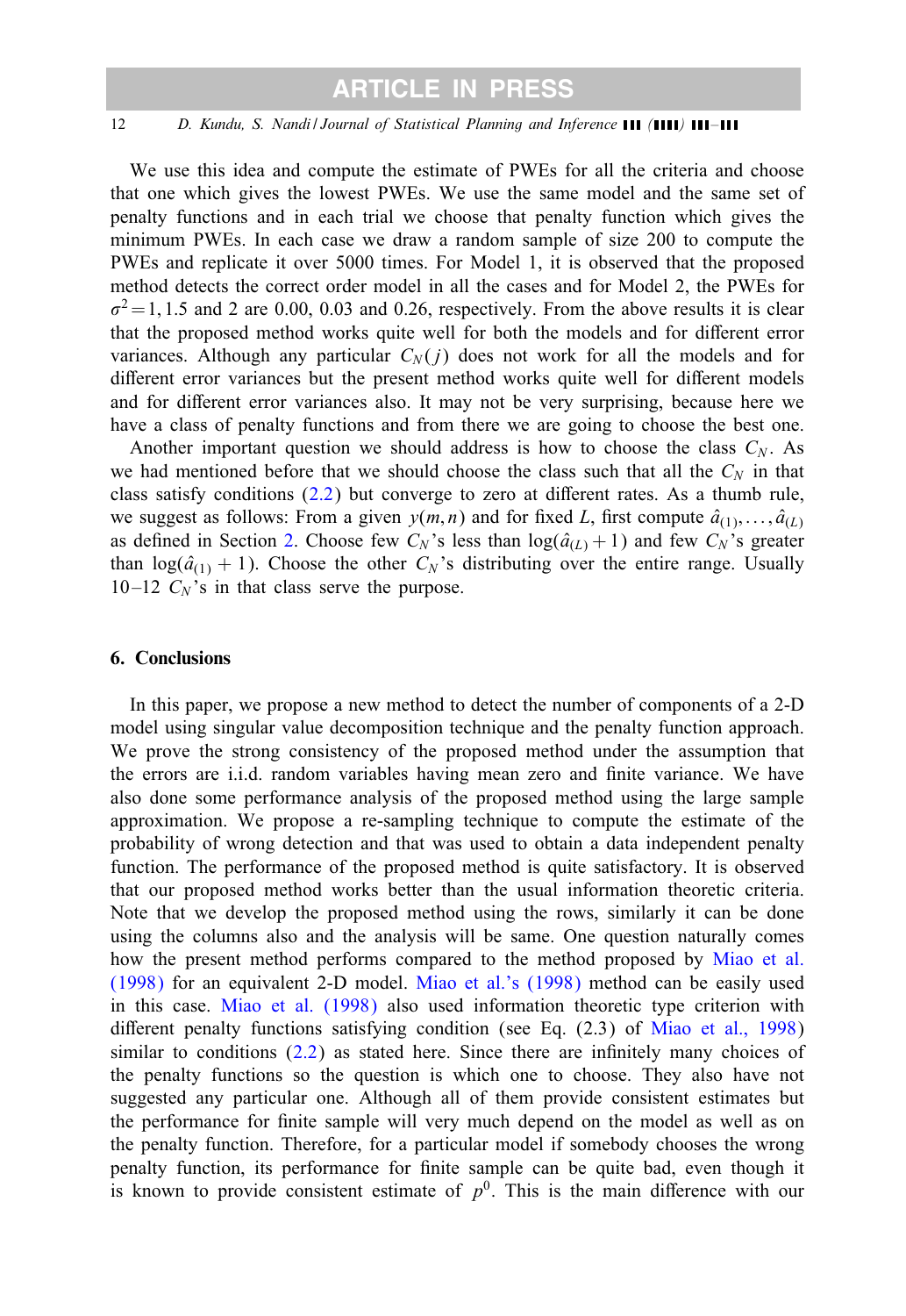We use this idea and compute the estimate of PWEs for all the criteria and choose that one which gives the lowest PWEs. We use the same model and the same set of penalty functions and in each trial we choose that penalty function which gives the minimum PWEs. In each case we draw a random sample of size 200 to compute the PWEs and replicate it over 5000 times. For Model 1, it is observed that the proposed method detects the correct order model in all the cases and for Model 2, the PWEs for $\sigma^2 = 1, 1.5$ and 2 are 0.00, 0.03 and 0.26, respectively. From the above results it is clear that the proposed method works quite well for both the models and for different error variances. Although any particular $C_N(j)$ does not work for all the models and for different error variances but the present method works quite well for different models and for different error variances also. It may not be very surprising, because here we have a class of penalty functions and from there we are going to choose the best one.

Another important question we should address is how to choose the class $C_N$. As we had mentioned before that we should choose the class such that all the $C_N$ in that class satisfy conditions (2.2) but converge to zero at different rates. As a thumb rule, we suggest as follows: From a given $y(m,n)$ and for fixed $L$, first compute $\hat{a}_{(1)}, \ldots, \hat{a}_{(L)}$ as defined in Section 2. Choose few $C_N$'s less than $\log(\hat{a}_{(L)} + 1)$ and few $C_N$'s greater than $\log(\hat{a}_{(1)} + 1)$. Choose the other $C_N$'s distributing over the entire range. Usually 10–12 $C_N$'s in that class serve the purpose.

## 6. Conclusions

In this paper, we propose a new method to detect the number of components of a 2-D model using singular value decomposition technique and the penalty function approach. We prove the strong consistency of the proposed method under the assumption that the errors are i.i.d. random variables having mean zero and finite variance. We have also done some performance analysis of the proposed method using the large sample approximation. We propose a re-sampling technique to compute the estimate of the probability of wrong detection and that was used to obtain a data independent penalty function. The performance of the proposed method is quite satisfactory. It is observed that our proposed method works better than the usual information theoretic criteria. Note that we develop the proposed method using the rows, similarly it can be done using the columns also and the analysis will be same. One question naturally comes how the present method performs compared to the method proposed by Miao et al. (1998) for an equivalent 2-D model. Miao et al.'s (1998) method can be easily used in this case. Miao et al. (1998) also used information theoretic type criterion with different penalty functions satisfying condition (see Eq. (2.3) of Miao et al., 1998) similar to conditions (2.2) as stated here. Since there are infinitely many choices of the penalty functions so the question is which one to choose. They also have not suggested any particular one. Although all of them provide consistent estimates but the performance for finite sample will very much depend on the model as well as on the penalty function. Therefore, for a particular model if somebody chooses the wrong penalty function, its performance for finite sample can be quite bad, even though it is known to provide consistent estimate of $p^0$. This is the main difference with our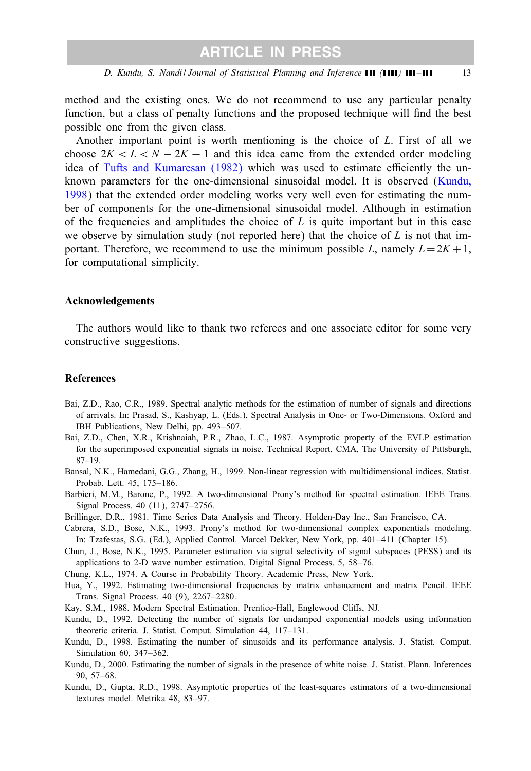method and the existing ones. We do not recommend to use any particular penalty function, but a class of penalty functions and the proposed technique will find the best possible one from the given class.

Another important point is worth mentioning is the choice of $L$. First of all we choose $2K < L < N - 2K + 1$ and this idea came from the extended order modeling idea of Tufts and Kumaresan (1982) which was used to estimate efficiently the unknown parameters for the one-dimensional sinusoidal model. It is observed (Kundu, 1998) that the extended order modeling works very well even for estimating the number of components for the one-dimensional sinusoidal model. Although in estimation of the frequencies and amplitudes the choice of $L$ is quite important but in this case we observe by simulation study (not reported here) that the choice of $L$ is not that important. Therefore, we recommend to use the minimum possible $L$, namely $L = 2K + 1$, for computational simplicity.

## Acknowledgements

The authors would like to thank two referees and one associate editor for some very constructive suggestions.

## References

Bai, Z.D., Rao, C.R., 1989. Spectral analytic methods for the estimation of number of signals and directions of arrivals. In: Prasad, S., Kashyap, L. (Eds.), Spectral Analysis in One- or Two-Dimensions. Oxford and IBH Publications, New Delhi, pp. 493–507.

Bai, Z.D., Chen, X.R., Krishnaiah, P.R., Zhao, L.C., 1987. Asymptotic property of the EVLP estimation for the superimposed exponential signals in noise. Technical Report, CMA, The University of Pittsburgh, 87–19.

Bansal, N.K., Hamedani, G.G., Zhang, H., 1999. Non-linear regression with multidimensional indices. Statist. Probab. Lett. 45, 175–186.

Barbieri, M.M., Barone, P., 1992. A two-dimensional Prony's method for spectral estimation. IEEE Trans. Signal Process. 40 (11), 2747–2756.

Brillinger, D.R., 1981. Time Series Data Analysis and Theory. Holden-Day Inc., San Francisco, CA.

Cabrera, S.D., Bose, N.K., 1993. Prony's method for two-dimensional complex exponentials modeling. In: Tzafestas, S.G. (Ed.), Applied Control. Marcel Dekker, New York, pp. 401–411 (Chapter 15).

Chun, J., Bose, N.K., 1995. Parameter estimation via signal selectivity of signal subspaces (PESS) and its applications to 2-D wave number estimation. Digital Signal Process. 5, 58–76.

Chung, K.L., 1974. A Course in Probability Theory. Academic Press, New York.

Hua, Y., 1992. Estimating two-dimensional frequencies by matrix enhancement and matrix Pencil. IEEE Trans. Signal Process. 40 (9), 2267–2280.

Kay, S.M., 1988. Modern Spectral Estimation. Prentice-Hall, Englewood Cliffs, NJ.

Kundu, D., 1992. Detecting the number of signals for undamped exponential models using information theoretic criteria. J. Statist. Comput. Simulation 44, 117–131.

Kundu, D., 1998. Estimating the number of sinusoids and its performance analysis. J. Statist. Comput. Simulation 60, 347–362.

Kundu, D., 2000. Estimating the number of signals in the presence of white noise. J. Statist. Plann. Inferences 90, 57–68.

Kundu, D., Gupta, R.D., 1998. Asymptotic properties of the least-squares estimators of a two-dimensional textures model. Metrika 48, 83–97.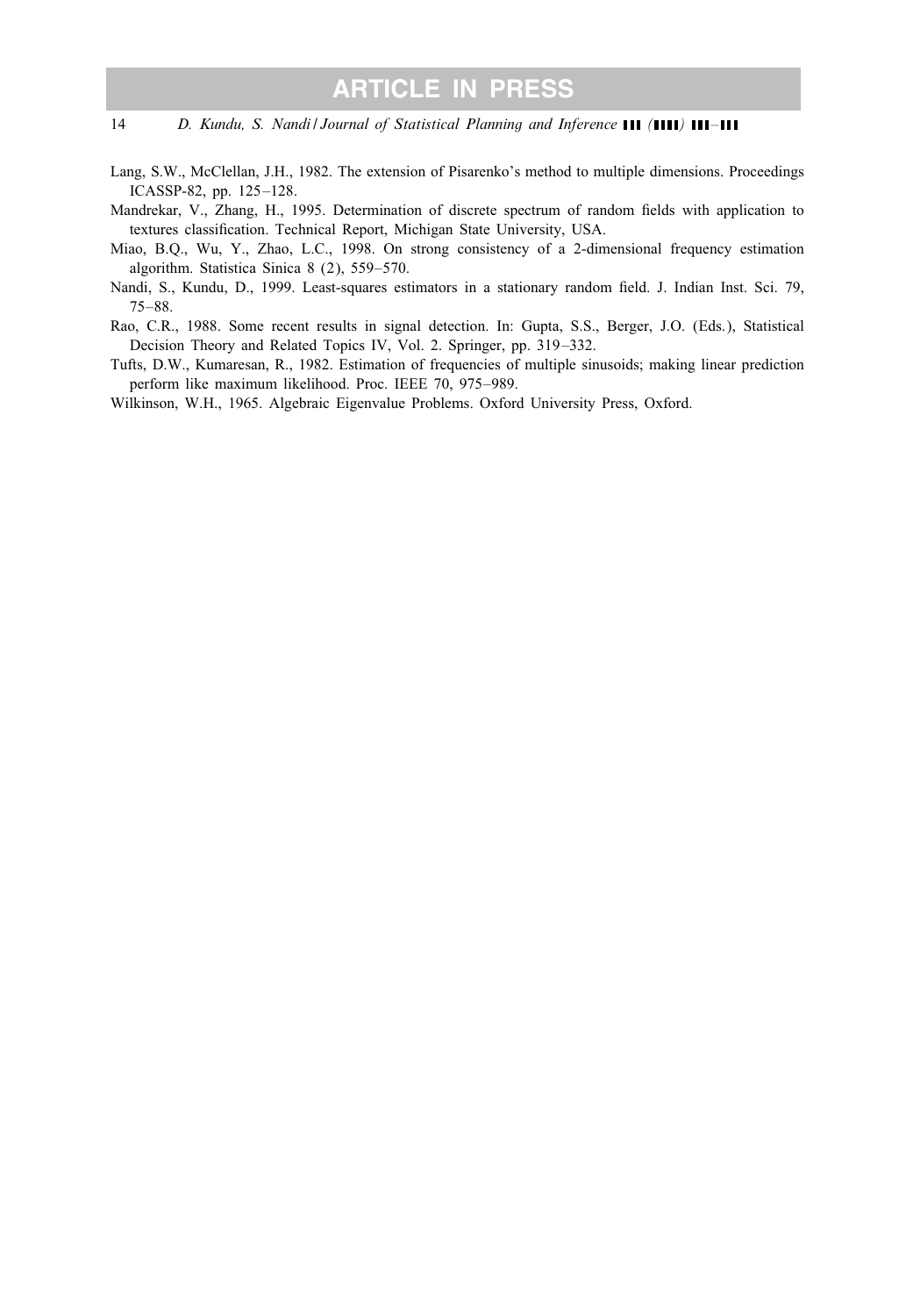Lang, S.W., McClellan, J.H., 1982. The extension of Pisarenko's method to multiple dimensions. Proceedings ICASSP-82, pp. 125–128.

Mandrekar, V., Zhang, H., 1995. Determination of discrete spectrum of random fields with application to textures classification. Technical Report, Michigan State University, USA.

Miao, B.Q., Wu, Y., Zhao, L.C., 1998. On strong consistency of a 2-dimensional frequency estimation algorithm. Statistica Sinica 8 (2), 559–570.

Nandi, S., Kundu, D., 1999. Least-squares estimators in a stationary random field. J. Indian Inst. Sci. 79, 75–88.

Rao, C.R., 1988. Some recent results in signal detection. In: Gupta, S.S., Berger, J.O. (Eds.), Statistical Decision Theory and Related Topics IV, Vol. 2. Springer, pp. 319–332.

Tufts, D.W., Kumaresan, R., 1982. Estimation of frequencies of multiple sinusoids; making linear prediction perform like maximum likelihood. Proc. IEEE 70, 975–989.

Wilkinson, W.H., 1965. Algebraic Eigenvalue Problems. Oxford University Press, Oxford.